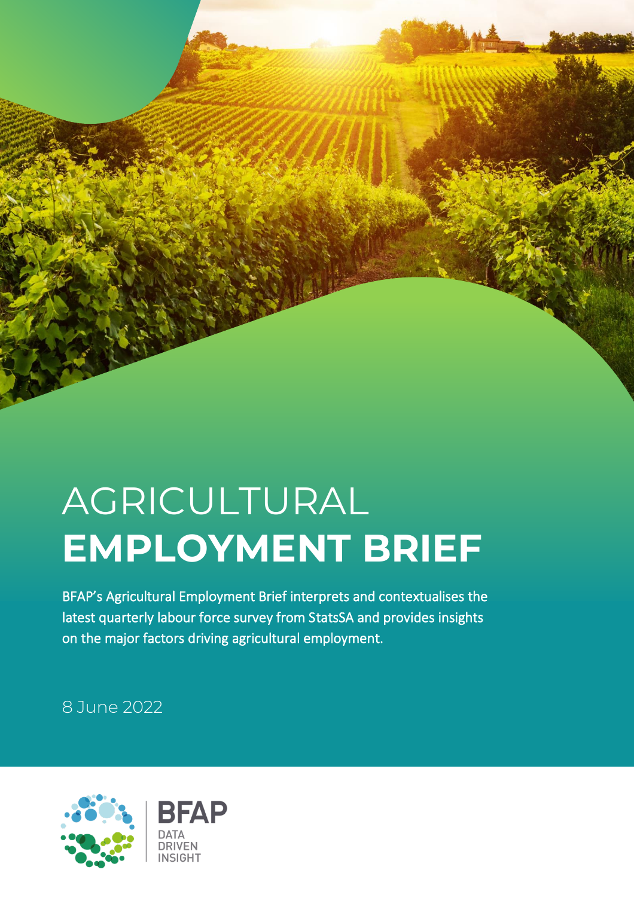# AGRICULTURAL **EMPLOYMENT BRIEF**

BFAP's Agricultural Employment Brief interprets and contextualises the latest quarterly labour force survey from StatsSA and provides insights on the major factors driving agricultural employment.

8 June 2022

BFAP
DATA
DRIVEN
INSIGHT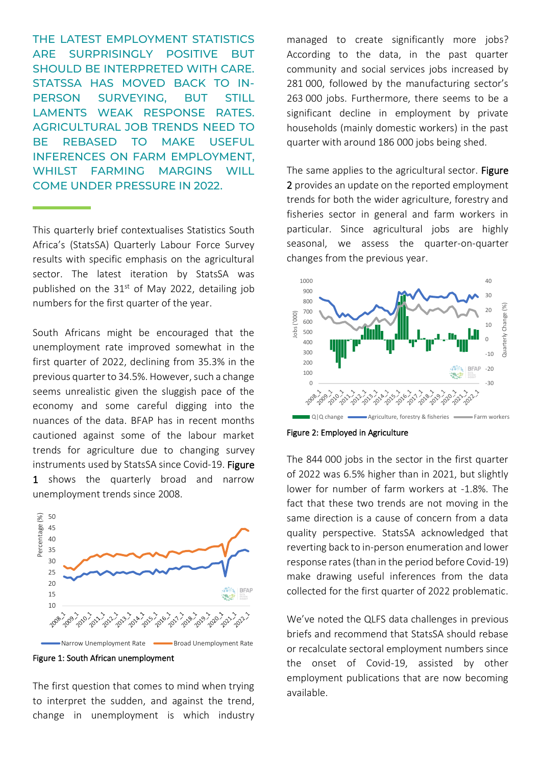**THE LATEST EMPLOYMENT STATISTICS ARE SURPRISINGLY POSITIVE BUT SHOULD BE INTERPRETED WITH CARE. STATSSA HAS MOVED BACK TO IN-PERSON SURVEYING, BUT STILL LAMENTS WEAK RESPONSE RATES. AGRICULTURAL JOB TRENDS NEED TO BE REBASED TO MAKE USEFUL INFERENCES ON FARM EMPLOYMENT, WHILST FARMING MARGINS WILL COME UNDER PRESSURE IN 2022.**

This quarterly brief contextualises Statistics South Africa's (StatsSA) Quarterly Labour Force Survey results with specific emphasis on the agricultural sector. The latest iteration by StatsSA was published on the 31st of May 2022, detailing job numbers for the first quarter of the year.

South Africans might be encouraged that the unemployment rate improved somewhat in the first quarter of 2022, declining from 35.3% in the previous quarter to 34.5%. However, such a change seems unrealistic given the sluggish pace of the economy and some careful digging into the nuances of the data. BFAP has in recent months cautioned against some of the labour market trends for agriculture due to changing survey instruments used by StatsSA since Covid-19. **Figure 1** shows the quarterly broad and narrow unemployment trends since 2008.

Figure 1: South African unemployment

The first question that comes to mind when trying to interpret the sudden, and against the trend, change in unemployment is which industry managed to create significantly more jobs? According to the data, in the past quarter community and social services jobs increased by 281 000, followed by the manufacturing sector's 263 000 jobs. Furthermore, there seems to be a significant decline in employment by private households (mainly domestic workers) in the past quarter with around 186 000 jobs being shed.

The same applies to the agricultural sector. **Figure 2** provides an update on the reported employment trends for both the wider agriculture, forestry and fisheries sector in general and farm workers in particular. Since agricultural jobs are highly seasonal, we assess the quarter-on-quarter changes from the previous year.

Figure 2: Employed in Agriculture

The 844 000 jobs in the sector in the first quarter of 2022 was 6.5% higher than in 2021, but slightly lower for number of farm workers at -1.8%. The fact that these two trends are not moving in the same direction is a cause of concern from a data quality perspective. StatsSA acknowledged that reverting back to in-person enumeration and lower response rates (than in the period before Covid-19) make drawing useful inferences from the data collected for the first quarter of 2022 problematic.

We've noted the QLFS data challenges in previous briefs and recommend that StatsSA should rebase or recalculate sectoral employment numbers since the onset of Covid-19, assisted by other employment publications that are now becoming available.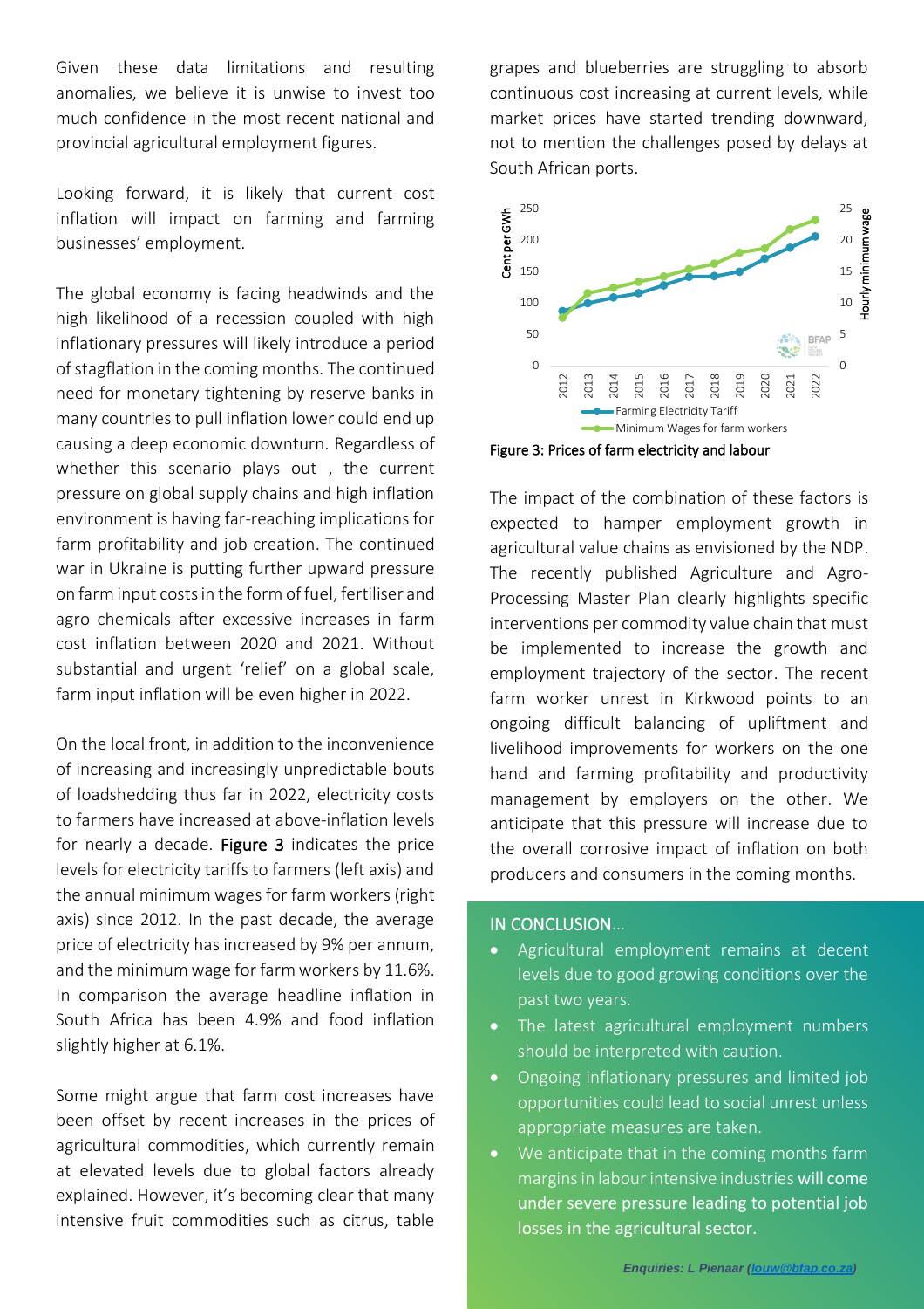Given these data limitations and resulting anomalies, we believe it is unwise to invest too much confidence in the most recent national and provincial agricultural employment figures.

Looking forward, it is likely that current cost inflation will impact on farming and farming businesses' employment.

The global economy is facing headwinds and the high likelihood of a recession coupled with high inflationary pressures will likely introduce a period of stagflation in the coming months. The continued need for monetary tightening by reserve banks in many countries to pull inflation lower could end up causing a deep economic downturn. Regardless of whether this scenario plays out , the current pressure on global supply chains and high inflation environment is having far-reaching implications for farm profitability and job creation. The continued war in Ukraine is putting further upward pressure on farm input costs in the form of fuel, fertiliser and agro chemicals after excessive increases in farm cost inflation between 2020 and 2021. Without substantial and urgent 'relief' on a global scale, farm input inflation will be even higher in 2022.

On the local front, in addition to the inconvenience of increasing and increasingly unpredictable bouts of loadshedding thus far in 2022, electricity costs to farmers have increased at above-inflation levels for nearly a decade. **Figure 3** indicates the price levels for electricity tariffs to farmers (left axis) and the annual minimum wages for farm workers (right axis) since 2012. In the past decade, the average price of electricity has increased by 9% per annum, and the minimum wage for farm workers by 11.6%. In comparison the average headline inflation in South Africa has been 4.9% and food inflation slightly higher at 6.1%.

Some might argue that farm cost increases have been offset by recent increases in the prices of agricultural commodities, which currently remain at elevated levels due to global factors already explained. However, it's becoming clear that many intensive fruit commodities such as citrus, table grapes and blueberries are struggling to absorb continuous cost increasing at current levels, while market prices have started trending downward, not to mention the challenges posed by delays at South African ports.

Cent per GWh
250
200
150
100
50
0

Hourly minimum wage
25
20
15
10
5
0

2012 2013 2014 2015 2016 2017 2018 2019 2020 2021 2022

Farming Electricity Tariff
Minimum Wages for farm workers

BFAP

Figure 3: Prices of farm electricity and labour

The impact of the combination of these factors is expected to hamper employment growth in agricultural value chains as envisioned by the NDP. The recently published Agriculture and Agro-Processing Master Plan clearly highlights specific interventions per commodity value chain that must be implemented to increase the growth and employment trajectory of the sector. The recent farm worker unrest in Kirkwood points to an ongoing difficult balancing of upliftment and livelihood improvements for workers on the one hand and farming profitability and productivity management by employers on the other. We anticipate that this pressure will increase due to the overall corrosive impact of inflation on both producers and consumers in the coming months.

## IN CONCLUSION...

- Agricultural employment remains at decent levels due to good growing conditions over the past two years.
- The latest agricultural employment numbers should be interpreted with caution.
- Ongoing inflationary pressures and limited job opportunities could lead to social unrest unless appropriate measures are taken.
- We anticipate that in the coming months farm margins in labour intensive industries **will come under severe pressure leading to potential job losses in the agricultural sector.**

***Enquiries: L Pienaar (louw@bfap.co.za)***